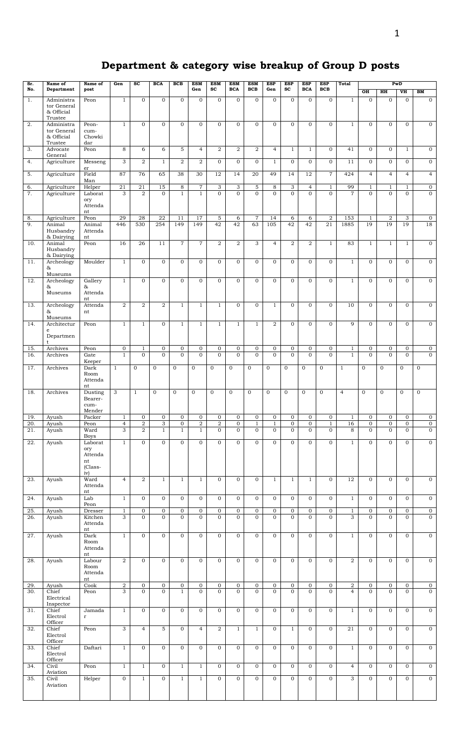# Department & category wise breakup of Group D posts

| Sr. No. | Name of Department | Name of post | Gen | SC | BCA | BCB | ESM Gen | ESM SC | ESM BCA | ESM BCB | ESP Gen | ESP SC | ESP BCA | ESP BCB | Total | PwD | | | |
|---|---|---|---|---|---|---|---|---|---|---|---|---|---|---|---|---|---|---|---|
| | | | | | | | | | | | | | | | | OH | HH | VH | BM |
| 1. | Administrator General & Official Trustee | Peon | 1 | 0 | 0 | 0 | 0 | 0 | 0 | 0 | 0 | 0 | 0 | 0 | 1 | 0 | 0 | 0 | 0 |
| 2. | Administrator General & Official Trustee | Peon-cum-Chowkidar | 1 | 0 | 0 | 0 | 0 | 0 | 0 | 0 | 0 | 0 | 0 | 0 | 1 | 0 | 0 | 0 | 0 |
| 3. | Advocate General | Peon | 8 | 6 | 6 | 5 | 4 | 2 | 2 | 2 | 4 | 1 | 1 | 0 | 41 | 0 | 0 | 1 | 0 |
| 4. | Agriculture | Messenger | 3 | 2 | 1 | 2 | 2 | 0 | 0 | 0 | 1 | 0 | 0 | 0 | 11 | 0 | 0 | 0 | 0 |
| 5. | Agriculture | Field Man | 87 | 76 | 65 | 38 | 30 | 12 | 14 | 20 | 49 | 14 | 12 | 7 | 424 | 4 | 4 | 4 | 4 |
| 6. | Agriculture | Helper | 21 | 21 | 15 | 8 | 7 | 3 | 3 | 5 | 8 | 3 | 4 | 1 | 99 | 1 | 1 | 1 | 0 |
| 7. | Agriculture | Laboratory Attendant | 3 | 2 | 0 | 1 | 1 | 0 | 0 | 0 | 0 | 0 | 0 | 0 | 7 | 0 | 0 | 0 | 0 |
| 8. | Agriculture | Peon | 29 | 28 | 22 | 11 | 17 | 5 | 6 | 7 | 14 | 6 | 6 | 2 | 153 | 1 | 2 | 3 | 0 |
| 9. | Animal Husbandry & Dairying | Animal Attendant | 446 | 530 | 254 | 149 | 149 | 42 | 42 | 63 | 105 | 42 | 42 | 21 | 1885 | 19 | 19 | 19 | 18 |
| 10. | Animal Husbandry & Dairying | Peon | 16 | 26 | 11 | 7 | 7 | 2 | 2 | 3 | 4 | 2 | 2 | 1 | 83 | 1 | 1 | 1 | 0 |
| 11. | Archeology & Museums | Moulder | 1 | 0 | 0 | 0 | 0 | 0 | 0 | 0 | 0 | 0 | 0 | 0 | 1 | 0 | 0 | 0 | 0 |
| 12. | Archeology & Museums | Gallery & Attendant | 1 | 0 | 0 | 0 | 0 | 0 | 0 | 0 | 0 | 0 | 0 | 0 | 1 | 0 | 0 | 0 | 0 |
| 13. | Archeology & Museums | Attendant | 2 | 2 | 2 | 1 | 1 | 1 | 0 | 0 | 1 | 0 | 0 | 0 | 10 | 0 | 0 | 0 | 0 |
| 14. | Architecture Department | Peon | 1 | 1 | 0 | 1 | 1 | 1 | 1 | 1 | 2 | 0 | 0 | 0 | 9 | 0 | 0 | 0 | 0 |
| 15. | Archives | Peon | 0 | 1 | 0 | 0 | 0 | 0 | 0 | 0 | 0 | 0 | 0 | 0 | 1 | 0 | 0 | 0 | 0 |
| 16. | Archives | Gate Keeper | 1 | 0 | 0 | 0 | 0 | 0 | 0 | 0 | 0 | 0 | 0 | 0 | 1 | 0 | 0 | 0 | 0 |
| 17. | Archives | Dark Room Attendant | 1 | 0 | 0 | 0 | 0 | 0 | 0 | 0 | 0 | 0 | 0 | 0 | 1 | 0 | 0 | 0 | 0 |
| 18. | Archives | Dusting Bearer-cum-Mender | 3 | 1 | 0 | 0 | 0 | 0 | 0 | 0 | 0 | 0 | 0 | 0 | 4 | 0 | 0 | 0 | 0 |
| 19. | Ayush | Packer | 1 | 0 | 0 | 0 | 0 | 0 | 0 | 0 | 0 | 0 | 0 | 0 | 1 | 0 | 0 | 0 | 0 |
| 20. | Ayush | Peon | 4 | 2 | 3 | 0 | 2 | 2 | 0 | 1 | 1 | 0 | 0 | 1 | 16 | 0 | 0 | 0 | 0 |
| 21. | Ayush | Ward Boys | 3 | 2 | 1 | 1 | 1 | 0 | 0 | 0 | 0 | 0 | 0 | 0 | 8 | 0 | 0 | 0 | 0 |
| 22. | Ayush | Laboratory Attendant (Class-iv) | 1 | 0 | 0 | 0 | 0 | 0 | 0 | 0 | 0 | 0 | 0 | 0 | 1 | 0 | 0 | 0 | 0 |
| 23. | Ayush | Ward Attendant | 4 | 2 | 1 | 1 | 1 | 0 | 0 | 0 | 1 | 1 | 1 | 0 | 12 | 0 | 0 | 0 | 0 |
| 24. | Ayush | Lab Peon | 1 | 0 | 0 | 0 | 0 | 0 | 0 | 0 | 0 | 0 | 0 | 0 | 1 | 0 | 0 | 0 | 0 |
| 25. | Ayush | Dresser | 1 | 0 | 0 | 0 | 0 | 0 | 0 | 0 | 0 | 0 | 0 | 0 | 1 | 0 | 0 | 0 | 0 |
| 26. | Ayush | Kitchen Attendant | 3 | 0 | 0 | 0 | 0 | 0 | 0 | 0 | 0 | 0 | 0 | 0 | 3 | 0 | 0 | 0 | 0 |
| 27. | Ayush | Dark Room Attendant | 1 | 0 | 0 | 0 | 0 | 0 | 0 | 0 | 0 | 0 | 0 | 0 | 1 | 0 | 0 | 0 | 0 |
| 28. | Ayush | Labour Room Attendant | 2 | 0 | 0 | 0 | 0 | 0 | 0 | 0 | 0 | 0 | 0 | 0 | 2 | 0 | 0 | 0 | 0 |
| 29. | Ayush | Cook | 2 | 0 | 0 | 0 | 0 | 0 | 0 | 0 | 0 | 0 | 0 | 0 | 2 | 0 | 0 | 0 | 0 |
| 30. | Chief Electrical Inspector | Peon | 3 | 0 | 0 | 1 | 0 | 0 | 0 | 0 | 0 | 0 | 0 | 0 | 4 | 0 | 0 | 0 | 0 |
| 31. | Chief Electrol Officer | Jamadar | 1 | 0 | 0 | 0 | 0 | 0 | 0 | 0 | 0 | 0 | 0 | 0 | 1 | 0 | 0 | 0 | 0 |
| 32. | Chief Electrol Officer | Peon | 3 | 4 | 5 | 0 | 4 | 2 | 1 | 1 | 0 | 1 | 0 | 0 | 21 | 0 | 0 | 0 | 0 |
| 33. | Chief Electrol Officer | Daftari | 1 | 0 | 0 | 0 | 0 | 0 | 0 | 0 | 0 | 0 | 0 | 0 | 1 | 0 | 0 | 0 | 0 |
| 34. | Civil Aviation | Peon | 1 | 1 | 0 | 1 | 1 | 0 | 0 | 0 | 0 | 0 | 0 | 0 | 4 | 0 | 0 | 0 | 0 |
| 35. | Civil Aviation | Helper | 0 | 1 | 0 | 1 | 1 | 0 | 0 | 0 | 0 | 0 | 0 | 0 | 3 | 0 | 0 | 0 | 0 |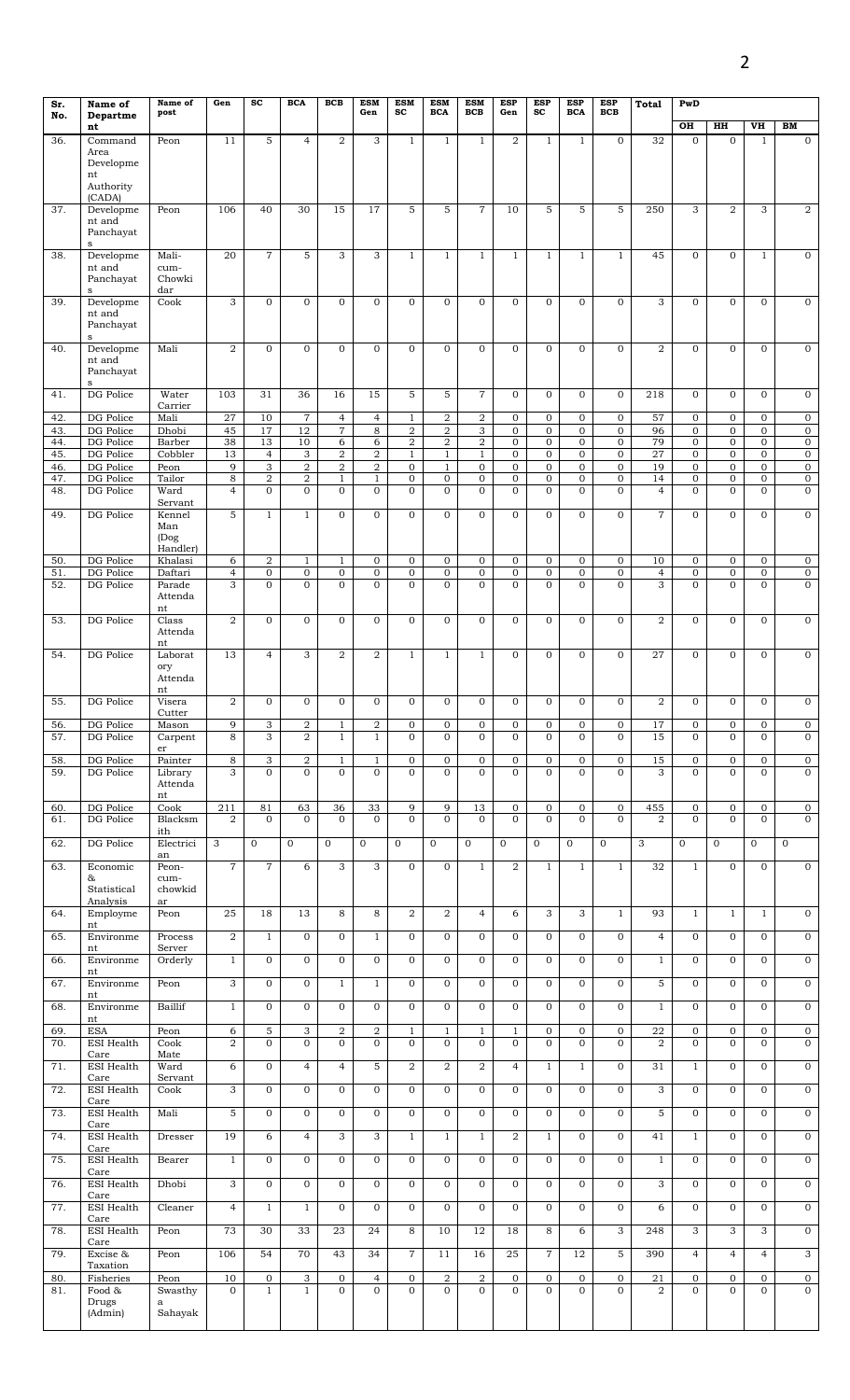| Sr. No. | Name of Department | Name of post | Gen | SC | BCA | BCB | ESM Gen | ESM SC | ESM BCA | ESM BCB | ESP Gen | ESP SC | ESP BCA | ESP BCB | Total | PwD | | | |
|---|---|---|---|---|---|---|---|---|---|---|---|---|---|---|---|---|---|---|---|
| | | | | | | | | | | | | | | | | OH | HH | VH | BM |
| 36. | Command Area Development Authority (CADA) | Peon | 11 | 5 | 4 | 2 | 3 | 1 | 1 | 1 | 2 | 1 | 1 | 0 | 32 | 0 | 0 | 1 | 0 |
| 37. | Development and Panchayats | Peon | 106 | 40 | 30 | 15 | 17 | 5 | 5 | 7 | 10 | 5 | 5 | 5 | 250 | 3 | 2 | 3 | 2 |
| 38. | Development and Panchayats | Mali-cum-Chowkidar | 20 | 7 | 5 | 3 | 3 | 1 | 1 | 1 | 1 | 1 | 1 | 1 | 45 | 0 | 0 | 1 | 0 |
| 39. | Development and Panchayats | Cook | 3 | 0 | 0 | 0 | 0 | 0 | 0 | 0 | 0 | 0 | 0 | 0 | 3 | 0 | 0 | 0 | 0 |
| 40. | Development and Panchayats | Mali | 2 | 0 | 0 | 0 | 0 | 0 | 0 | 0 | 0 | 0 | 0 | 0 | 2 | 0 | 0 | 0 | 0 |
| 41. | DG Police | Water Carrier | 103 | 31 | 36 | 16 | 15 | 5 | 5 | 7 | 0 | 0 | 0 | 0 | 218 | 0 | 0 | 0 | 0 |
| 42. | DG Police | Mali | 27 | 10 | 7 | 4 | 4 | 1 | 2 | 2 | 0 | 0 | 0 | 0 | 57 | 0 | 0 | 0 | 0 |
| 43. | DG Police | Dhobi | 45 | 17 | 12 | 7 | 8 | 2 | 2 | 3 | 0 | 0 | 0 | 0 | 96 | 0 | 0 | 0 | 0 |
| 44. | DG Police | Barber | 38 | 13 | 10 | 6 | 6 | 2 | 2 | 2 | 0 | 0 | 0 | 0 | 79 | 0 | 0 | 0 | 0 |
| 45. | DG Police | Cobbler | 13 | 4 | 3 | 2 | 2 | 1 | 1 | 1 | 0 | 0 | 0 | 0 | 27 | 0 | 0 | 0 | 0 |
| 46. | DG Police | Peon | 9 | 3 | 2 | 2 | 2 | 0 | 1 | 0 | 0 | 0 | 0 | 0 | 19 | 0 | 0 | 0 | 0 |
| 47. | DG Police | Tailor | 8 | 2 | 2 | 1 | 1 | 0 | 0 | 0 | 0 | 0 | 0 | 0 | 14 | 0 | 0 | 0 | 0 |
| 48. | DG Police | Ward Servant | 4 | 0 | 0 | 0 | 0 | 0 | 0 | 0 | 0 | 0 | 0 | 0 | 4 | 0 | 0 | 0 | 0 |
| 49. | DG Police | Kennel Man (Dog Handler) | 5 | 1 | 1 | 0 | 0 | 0 | 0 | 0 | 0 | 0 | 0 | 0 | 7 | 0 | 0 | 0 | 0 |
| 50. | DG Police | Khalasi | 6 | 2 | 1 | 1 | 0 | 0 | 0 | 0 | 0 | 0 | 0 | 0 | 10 | 0 | 0 | 0 | 0 |
| 51. | DG Police | Daftari | 4 | 0 | 0 | 0 | 0 | 0 | 0 | 0 | 0 | 0 | 0 | 0 | 4 | 0 | 0 | 0 | 0 |
| 52. | DG Police | Parade Attendant | 3 | 0 | 0 | 0 | 0 | 0 | 0 | 0 | 0 | 0 | 0 | 0 | 3 | 0 | 0 | 0 | 0 |
| 53. | DG Police | Class Attendant | 2 | 0 | 0 | 0 | 0 | 0 | 0 | 0 | 0 | 0 | 0 | 0 | 2 | 0 | 0 | 0 | 0 |
| 54. | DG Police | Laboratory Attendant | 13 | 4 | 3 | 2 | 2 | 1 | 1 | 1 | 0 | 0 | 0 | 0 | 27 | 0 | 0 | 0 | 0 |
| 55. | DG Police | Visera Cutter | 2 | 0 | 0 | 0 | 0 | 0 | 0 | 0 | 0 | 0 | 0 | 0 | 2 | 0 | 0 | 0 | 0 |
| 56. | DG Police | Mason | 9 | 3 | 2 | 1 | 2 | 0 | 0 | 0 | 0 | 0 | 0 | 0 | 17 | 0 | 0 | 0 | 0 |
| 57. | DG Police | Carpenter | 8 | 3 | 2 | 1 | 1 | 0 | 0 | 0 | 0 | 0 | 0 | 0 | 15 | 0 | 0 | 0 | 0 |
| 58. | DG Police | Painter | 8 | 3 | 2 | 1 | 1 | 0 | 0 | 0 | 0 | 0 | 0 | 0 | 15 | 0 | 0 | 0 | 0 |
| 59. | DG Police | Library Attendant | 3 | 0 | 0 | 0 | 0 | 0 | 0 | 0 | 0 | 0 | 0 | 0 | 3 | 0 | 0 | 0 | 0 |
| 60. | DG Police | Cook | 211 | 81 | 63 | 36 | 33 | 9 | 9 | 13 | 0 | 0 | 0 | 0 | 455 | 0 | 0 | 0 | 0 |
| 61. | DG Police | Blacksmith | 2 | 0 | 0 | 0 | 0 | 0 | 0 | 0 | 0 | 0 | 0 | 0 | 2 | 0 | 0 | 0 | 0 |
| 62. | DG Police | Electrician | 3 | 0 | 0 | 0 | 0 | 0 | 0 | 0 | 0 | 0 | 0 | 0 | 3 | 0 | 0 | 0 | 0 |
| 63. | Economic & Statistical Analysis | Peon-cum-chowkidar | 7 | 7 | 6 | 3 | 3 | 0 | 0 | 1 | 2 | 1 | 1 | 1 | 32 | 1 | 0 | 0 | 0 |
| 64. | Employment | Peon | 25 | 18 | 13 | 8 | 8 | 2 | 2 | 4 | 6 | 3 | 3 | 1 | 93 | 1 | 1 | 1 | 0 |
| 65. | Environment | Process Server | 2 | 1 | 0 | 0 | 1 | 0 | 0 | 0 | 0 | 0 | 0 | 0 | 4 | 0 | 0 | 0 | 0 |
| 66. | Environment | Orderly | 1 | 0 | 0 | 0 | 0 | 0 | 0 | 0 | 0 | 0 | 0 | 0 | 1 | 0 | 0 | 0 | 0 |
| 67. | Environment | Peon | 3 | 0 | 0 | 1 | 1 | 0 | 0 | 0 | 0 | 0 | 0 | 0 | 5 | 0 | 0 | 0 | 0 |
| 68. | Environment | Baillif | 1 | 0 | 0 | 0 | 0 | 0 | 0 | 0 | 0 | 0 | 0 | 0 | 1 | 0 | 0 | 0 | 0 |
| 69. | ESA | Peon | 6 | 5 | 3 | 2 | 2 | 1 | 1 | 1 | 1 | 0 | 0 | 0 | 22 | 0 | 0 | 0 | 0 |
| 70. | ESI Health Care | Cook Mate | 2 | 0 | 0 | 0 | 0 | 0 | 0 | 0 | 0 | 0 | 0 | 0 | 2 | 0 | 0 | 0 | 0 |
| 71. | ESI Health Care | Ward Servant | 6 | 0 | 4 | 4 | 5 | 2 | 2 | 2 | 4 | 1 | 1 | 0 | 31 | 1 | 0 | 0 | 0 |
| 72. | ESI Health Care | Cook | 3 | 0 | 0 | 0 | 0 | 0 | 0 | 0 | 0 | 0 | 0 | 0 | 3 | 0 | 0 | 0 | 0 |
| 73. | ESI Health Care | Mali | 5 | 0 | 0 | 0 | 0 | 0 | 0 | 0 | 0 | 0 | 0 | 0 | 5 | 0 | 0 | 0 | 0 |
| 74. | ESI Health Care | Dresser | 19 | 6 | 4 | 3 | 3 | 1 | 1 | 1 | 2 | 1 | 0 | 0 | 41 | 1 | 0 | 0 | 0 |
| 75. | ESI Health Care | Bearer | 1 | 0 | 0 | 0 | 0 | 0 | 0 | 0 | 0 | 0 | 0 | 0 | 1 | 0 | 0 | 0 | 0 |
| 76. | ESI Health Care | Dhobi | 3 | 0 | 0 | 0 | 0 | 0 | 0 | 0 | 0 | 0 | 0 | 0 | 3 | 0 | 0 | 0 | 0 |
| 77. | ESI Health Care | Cleaner | 4 | 1 | 1 | 0 | 0 | 0 | 0 | 0 | 0 | 0 | 0 | 0 | 6 | 0 | 0 | 0 | 0 |
| 78. | ESI Health Care | Peon | 73 | 30 | 33 | 23 | 24 | 8 | 10 | 12 | 18 | 8 | 6 | 3 | 248 | 3 | 3 | 3 | 0 |
| 79. | Excise & Taxation | Peon | 106 | 54 | 70 | 43 | 34 | 7 | 11 | 16 | 25 | 7 | 12 | 5 | 390 | 4 | 4 | 4 | 3 |
| 80. | Fisheries | Peon | 10 | 0 | 3 | 0 | 4 | 0 | 2 | 2 | 0 | 0 | 0 | 0 | 21 | 0 | 0 | 0 | 0 |
| 81. | Food & Drugs (Admin) | Swasthya Sahayak | 0 | 1 | 1 | 0 | 0 | 0 | 0 | 0 | 0 | 0 | 0 | 0 | 2 | 0 | 0 | 0 | 0 |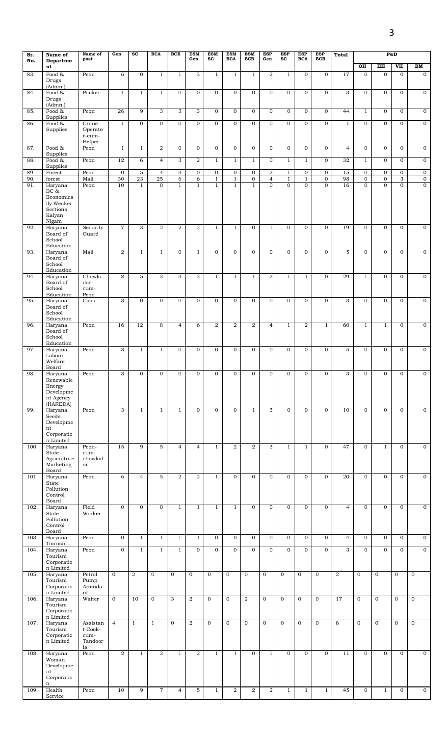| Sr. No. | Name of Department | Name of post | Gen | SC | BCA | BCB | ESM Gen | ESM SC | ESM BCA | ESM BCB | ESP Gen | ESP SC | ESP BCA | ESP BCB | Total | PwD | | | |
|---|---|---|---|---|---|---|---|---|---|---|---|---|---|---|---|---|---|---|---|
| | | | | | | | | | | | | | | | | OH | HH | VH | BM |
| 83. | Food & Drugs (Admn.) | Peon | 6 | 0 | 1 | 1 | 3 | 1 | 1 | 1 | 2 | 1 | 0 | 0 | 17 | 0 | 0 | 0 | 0 |
| 84. | Food & Drugs (Admn.) | Packer | 1 | 1 | 1 | 0 | 0 | 0 | 0 | 0 | 0 | 0 | 0 | 0 | 3 | 0 | 0 | 0 | 0 |
| 85. | Food & Supplies | Peon | 26 | 9 | 3 | 3 | 3 | 0 | 0 | 0 | 0 | 0 | 0 | 0 | 44 | 1 | 0 | 0 | 0 |
| 86. | Food & Supplies | Crane Operator-cum-Helper | 1 | 0 | 0 | 0 | 0 | 0 | 0 | 0 | 0 | 0 | 0 | 0 | 1 | 0 | 0 | 0 | 0 |
| 87. | Food & Supplies | Peon | 1 | 1 | 2 | 0 | 0 | 0 | 0 | 0 | 0 | 0 | 0 | 0 | 4 | 0 | 0 | 0 | 0 |
| 88. | Food & Supplies | Peon | 12 | 6 | 4 | 3 | 2 | 1 | 1 | 1 | 0 | 1 | 1 | 0 | 32 | 1 | 0 | 0 | 0 |
| 89. | Forest | Peon | 0 | 5 | 4 | 3 | 0 | 0 | 0 | 0 | 2 | 1 | 0 | 0 | 15 | 0 | 0 | 0 | 0 |
| 90. | forest | Mali | 30 | 23 | 25 | 6 | 6 | 1 | 1 | 0 | 4 | 1 | 1 | 0 | 98 | 0 | 0 | 3 | 0 |
| 91. | Haryana BC & Economically Weaker Sections Kalyan Nigam | Peon | 10 | 1 | 0 | 1 | 1 | 1 | 1 | 1 | 0 | 0 | 0 | 0 | 16 | 0 | 0 | 0 | 0 |
| 92. | Haryana Board of School Education | Security Guard | 7 | 3 | 2 | 2 | 2 | 1 | 1 | 0 | 1 | 0 | 0 | 0 | 19 | 0 | 0 | 0 | 0 |
| 93. | Haryana Board of School Education | Mali | 2 | 1 | 1 | 0 | 1 | 0 | 0 | 0 | 0 | 0 | 0 | 0 | 5 | 0 | 0 | 0 | 0 |
| 94. | Haryana Board of School Education | Chowki dar-cum-Peon | 8 | 5 | 3 | 3 | 3 | 1 | 1 | 1 | 2 | 1 | 1 | 0 | 29 | 1 | 0 | 0 | 0 |
| 95. | Haryana Board of School Education | Cook | 3 | 0 | 0 | 0 | 0 | 0 | 0 | 0 | 0 | 0 | 0 | 0 | 3 | 0 | 0 | 0 | 0 |
| 96. | Haryana Board of School Education | Peon | 16 | 12 | 8 | 4 | 6 | 2 | 2 | 2 | 4 | 1 | 2 | 1 | 60 | 1 | 1 | 0 | 0 |
| 97. | Haryana Labour Welfare Board | Peon | 3 | 1 | 1 | 0 | 0 | 0 | 0 | 0 | 0 | 0 | 0 | 0 | 5 | 0 | 0 | 0 | 0 |
| 98. | Haryana Renewable Energy Development Agency (HAREDA) | Peon | 3 | 0 | 0 | 0 | 0 | 0 | 0 | 0 | 0 | 0 | 0 | 0 | 3 | 0 | 0 | 0 | 0 |
| 99. | Haryana Seeds Development Corporation Limited | Peon | 3 | 1 | 1 | 1 | 0 | 0 | 0 | 1 | 3 | 0 | 0 | 0 | 10 | 0 | 0 | 0 | 0 |
| 100. | Haryana State Agriculture Marketing Board | Peon-cum-chowkidar | 15 | 9 | 5 | 4 | 4 | 1 | 2 | 2 | 3 | 1 | 1 | 0 | 47 | 0 | 1 | 0 | 0 |
| 101. | Haryana State Pollution Control Board | Peon | 6 | 4 | 5 | 2 | 2 | 1 | 0 | 0 | 0 | 0 | 0 | 0 | 20 | 0 | 0 | 0 | 0 |
| 102. | Haryana State Pollution Control Board | Field Worker | 0 | 0 | 0 | 1 | 1 | 1 | 1 | 0 | 0 | 0 | 0 | 0 | 4 | 0 | 0 | 0 | 0 |
| 103. | Haryana Tourism | Peon | 0 | 1 | 1 | 1 | 1 | 0 | 0 | 0 | 0 | 0 | 0 | 0 | 4 | 0 | 0 | 0 | 0 |
| 104. | Haryana Tourism Corporation Limited | Peon | 0 | 1 | 1 | 1 | 0 | 0 | 0 | 0 | 0 | 0 | 0 | 0 | 3 | 0 | 0 | 0 | 0 |
| 105. | Haryana Tourism Corporation Limited | Petrol Pump Attendant | 0 | 2 | 0 | 0 | 0 | 0 | 0 | 0 | 0 | 0 | 0 | 0 | 2 | 0 | 0 | 0 | 0 |
| 106. | Haryana Tourism Corporation Limited | Waiter | 0 | 10 | 0 | 3 | 2 | 0 | 0 | 2 | 0 | 0 | 0 | 0 | 17 | 0 | 0 | 0 | 0 |
| 107. | Haryana Tourism Corporation Limited | Assistant Cook-cum-Tandooria | 4 | 1 | 1 | 0 | 2 | 0 | 0 | 0 | 0 | 0 | 0 | 0 | 8 | 0 | 0 | 0 | 0 |
| 108. | Haryana Woman Development Corporation | Peon | 2 | 1 | 2 | 1 | 2 | 1 | 1 | 0 | 1 | 0 | 0 | 0 | 11 | 0 | 0 | 0 | 0 |
| 109. | Health Service | Peon | 10 | 9 | 7 | 4 | 5 | 1 | 2 | 2 | 2 | 1 | 1 | 1 | 45 | 0 | 1 | 0 | 0 |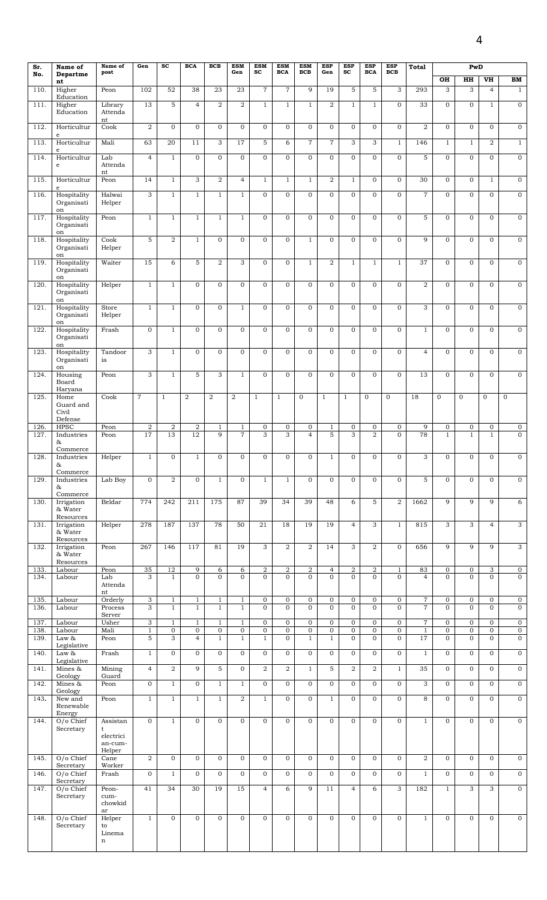| Sr. No. | Name of Department | Name of post | Gen | SC | BCA | BCB | ESM Gen | ESM SC | ESM BCA | ESM BCB | ESP Gen | ESP SC | ESP BCA | ESP BCB | Total | PwD | | | |
|---|---|---|---|---|---|---|---|---|---|---|---|---|---|---|---|---|---|---|---|
| | | | | | | | | | | | | | | | | OH | HH | VH | BM |
| 110. | Higher Education | Peon | 102 | 52 | 38 | 23 | 23 | 7 | 7 | 9 | 19 | 5 | 5 | 3 | 293 | 3 | 3 | 4 | 1 |
| 111. | Higher Education | Library Attendant | 13 | 5 | 4 | 2 | 2 | 1 | 1 | 1 | 2 | 1 | 1 | 0 | 33 | 0 | 0 | 1 | 0 |
| 112. | Horticulture | Cook | 2 | 0 | 0 | 0 | 0 | 0 | 0 | 0 | 0 | 0 | 0 | 0 | 2 | 0 | 0 | 0 | 0 |
| 113. | Horticulture | Mali | 63 | 20 | 11 | 3 | 17 | 5 | 6 | 7 | 7 | 3 | 3 | 1 | 146 | 1 | 1 | 2 | 1 |
| 114. | Horticulture | Lab Attendant | 4 | 1 | 0 | 0 | 0 | 0 | 0 | 0 | 0 | 0 | 0 | 0 | 5 | 0 | 0 | 0 | 0 |
| 115. | Horticulture | Peon | 14 | 1 | 3 | 2 | 4 | 1 | 1 | 1 | 2 | 1 | 0 | 0 | 30 | 0 | 0 | 1 | 0 |
| 116. | Hospitality Organisation | Halwai Helper | 3 | 1 | 1 | 1 | 1 | 0 | 0 | 0 | 0 | 0 | 0 | 0 | 7 | 0 | 0 | 0 | 0 |
| 117. | Hospitality Organisation | Peon | 1 | 1 | 1 | 1 | 1 | 0 | 0 | 0 | 0 | 0 | 0 | 0 | 5 | 0 | 0 | 0 | 0 |
| 118. | Hospitality Organisation | Cook Helper | 5 | 2 | 1 | 0 | 0 | 0 | 0 | 1 | 0 | 0 | 0 | 0 | 9 | 0 | 0 | 0 | 0 |
| 119. | Hospitality Organisation | Waiter | 15 | 6 | 5 | 2 | 3 | 0 | 0 | 1 | 2 | 1 | 1 | 1 | 37 | 0 | 0 | 0 | 0 |
| 120. | Hospitality Organisation | Helper | 1 | 1 | 0 | 0 | 0 | 0 | 0 | 0 | 0 | 0 | 0 | 0 | 2 | 0 | 0 | 0 | 0 |
| 121. | Hospitality Organisation | Store Helper | 1 | 1 | 0 | 0 | 1 | 0 | 0 | 0 | 0 | 0 | 0 | 0 | 3 | 0 | 0 | 0 | 0 |
| 122. | Hospitality Organisation | Frash | 0 | 1 | 0 | 0 | 0 | 0 | 0 | 0 | 0 | 0 | 0 | 0 | 1 | 0 | 0 | 0 | 0 |
| 123. | Hospitality Organisation | Tandooria | 3 | 1 | 0 | 0 | 0 | 0 | 0 | 0 | 0 | 0 | 0 | 0 | 4 | 0 | 0 | 0 | 0 |
| 124. | Housing Board Haryana | Peon | 3 | 1 | 5 | 3 | 1 | 0 | 0 | 0 | 0 | 0 | 0 | 0 | 13 | 0 | 0 | 0 | 0 |
| 125. | Home Guard and Civil Defense | Cook | 7 | 1 | 2 | 2 | 2 | 1 | 1 | 0 | 1 | 1 | 0 | 0 | 18 | 0 | 0 | 0 | 0 |
| 126. | HPSC | Peon | 2 | 2 | 2 | 1 | 1 | 0 | 0 | 0 | 1 | 0 | 0 | 0 | 9 | 0 | 0 | 0 | 0 |
| 127. | Industries & Commerce | Peon | 17 | 13 | 12 | 9 | 7 | 3 | 3 | 4 | 5 | 3 | 2 | 0 | 78 | 1 | 1 | 1 | 0 |
| 128. | Industries & Commerce | Helper | 1 | 0 | 1 | 0 | 0 | 0 | 0 | 0 | 1 | 0 | 0 | 0 | 3 | 0 | 0 | 0 | 0 |
| 129. | Industries & Commerce | Lab Boy | 0 | 2 | 0 | 1 | 0 | 1 | 1 | 0 | 0 | 0 | 0 | 0 | 5 | 0 | 0 | 0 | 0 |
| 130. | Irrigation & Water Resources | Beldar | 774 | 242 | 211 | 175 | 87 | 39 | 34 | 39 | 48 | 6 | 5 | 2 | 1662 | 9 | 9 | 9 | 6 |
| 131. | Irrigation & Water Resources | Helper | 278 | 187 | 137 | 78 | 50 | 21 | 18 | 19 | 19 | 4 | 3 | 1 | 815 | 3 | 3 | 4 | 3 |
| 132. | Irrigation & Water Resources | Peon | 267 | 146 | 117 | 81 | 19 | 3 | 2 | 2 | 14 | 3 | 2 | 0 | 656 | 9 | 9 | 9 | 3 |
| 133. | Labour | Peon | 35 | 12 | 9 | 6 | 6 | 2 | 2 | 2 | 4 | 2 | 2 | 1 | 83 | 0 | 0 | 3 | 0 |
| 134. | Labour | Lab Attendant | 3 | 1 | 0 | 0 | 0 | 0 | 0 | 0 | 0 | 0 | 0 | 0 | 4 | 0 | 0 | 0 | 0 |
| 135. | Labour | Orderly | 3 | 1 | 1 | 1 | 1 | 0 | 0 | 0 | 0 | 0 | 0 | 0 | 7 | 0 | 0 | 0 | 0 |
| 136. | Labour | Process Server | 3 | 1 | 1 | 1 | 1 | 0 | 0 | 0 | 0 | 0 | 0 | 0 | 7 | 0 | 0 | 0 | 0 |
| 137. | Labour | Usher | 3 | 1 | 1 | 1 | 1 | 0 | 0 | 0 | 0 | 0 | 0 | 0 | 7 | 0 | 0 | 0 | 0 |
| 138. | Labour | Mali | 1 | 0 | 0 | 0 | 0 | 0 | 0 | 0 | 0 | 0 | 0 | 0 | 1 | 0 | 0 | 0 | 0 |
| 139. | Law & Legislative | Peon | 5 | 3 | 4 | 1 | 1 | 1 | 0 | 1 | 1 | 0 | 0 | 0 | 17 | 0 | 0 | 0 | 0 |
| 140. | Law & Legislative | Frash | 1 | 0 | 0 | 0 | 0 | 0 | 0 | 0 | 0 | 0 | 0 | 0 | 1 | 0 | 0 | 0 | 0 |
| 141. | Mines & Geology | Mining Guard | 4 | 2 | 9 | 5 | 0 | 2 | 2 | 1 | 5 | 2 | 2 | 1 | 35 | 0 | 0 | 0 | 0 |
| 142. | Mines & Geology | Peon | 0 | 1 | 0 | 1 | 1 | 0 | 0 | 0 | 0 | 0 | 0 | 0 | 3 | 0 | 0 | 0 | 0 |
| 143. | New and Renewable Energy | Peon | 1 | 1 | 1 | 1 | 2 | 1 | 0 | 0 | 1 | 0 | 0 | 0 | 8 | 0 | 0 | 0 | 0 |
| 144. | O/o Chief Secretary | Assistant electrician-cum-Helper | 0 | 1 | 0 | 0 | 0 | 0 | 0 | 0 | 0 | 0 | 0 | 0 | 1 | 0 | 0 | 0 | 0 |
| 145. | O/o Chief Secretary | Cane Worker | 2 | 0 | 0 | 0 | 0 | 0 | 0 | 0 | 0 | 0 | 0 | 0 | 2 | 0 | 0 | 0 | 0 |
| 146. | O/o Chief Secretary | Frash | 0 | 1 | 0 | 0 | 0 | 0 | 0 | 0 | 0 | 0 | 0 | 0 | 1 | 0 | 0 | 0 | 0 |
| 147. | O/o Chief Secretary | Peon-cum-chowkidar | 41 | 34 | 30 | 19 | 15 | 4 | 6 | 9 | 11 | 4 | 6 | 3 | 182 | 1 | 3 | 3 | 0 |
| 148. | O/o Chief Secretary | Helper to Lineman | 1 | 0 | 0 | 0 | 0 | 0 | 0 | 0 | 0 | 0 | 0 | 0 | 1 | 0 | 0 | 0 | 0 |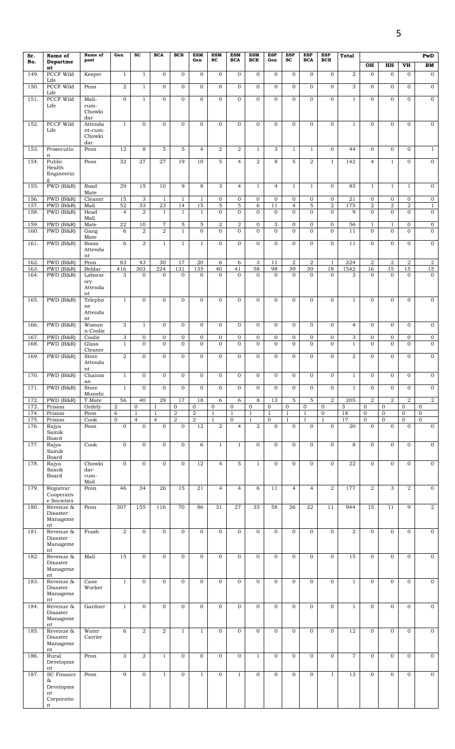| Sr. No. | Name of Department | Name of post | Gen | SC | BCA | BCB | ESM Gen | ESM SC | ESM BCA | ESM BCB | ESP Gen | ESP SC | ESP BCA | ESP BCB | Total | PwD | | | |
|---|---|---|---|---|---|---|---|---|---|---|---|---|---|---|---|---|---|---|---|
| | | | | | | | | | | | | | | | | OH | HH | VH | BM |
| 149. | PCCF Wild Life | Keeper | 1 | 1 | 0 | 0 | 0 | 0 | 0 | 0 | 0 | 0 | 0 | 0 | 2 | 0 | 0 | 0 | 0 |
| 150. | PCCF Wild Life | Peon | 2 | 1 | 0 | 0 | 0 | 0 | 0 | 0 | 0 | 0 | 0 | 0 | 3 | 0 | 0 | 0 | 0 |
| 151. | PCCF Wild Life | Mali-cum-Chowkidar | 0 | 1 | 0 | 0 | 0 | 0 | 0 | 0 | 0 | 0 | 0 | 0 | 1 | 0 | 0 | 0 | 0 |
| 152. | PCCF Wild Life | Attendant-cum-Chowkidar | 1 | 0 | 0 | 0 | 0 | 0 | 0 | 0 | 0 | 0 | 0 | 0 | 1 | 0 | 0 | 0 | 0 |
| 153. | Prosecution | Peon | 12 | 8 | 5 | 5 | 4 | 2 | 2 | 1 | 3 | 1 | 1 | 0 | 44 | 0 | 0 | 0 | 1 |
| 154. | Public Health Engineering | Peon | 32 | 27 | 27 | 19 | 10 | 5 | 4 | 2 | 8 | 5 | 2 | 1 | 142 | 4 | 1 | 0 | 0 |
| 155. | PWD (B&R) | Road Mate | 29 | 15 | 10 | 9 | 8 | 3 | 4 | 1 | 4 | 1 | 1 | 0 | 85 | 1 | 1 | 1 | 0 |
| 156. | PWD (B&R) | Cleaner | 15 | 3 | 1 | 1 | 1 | 0 | 0 | 0 | 0 | 0 | 0 | 0 | 21 | 0 | 0 | 0 | 0 |
| 157. | PWD (B&R) | Mali | 52 | 33 | 23 | 14 | 15 | 5 | 5 | 6 | 11 | 4 | 5 | 2 | 175 | 2 | 2 | 2 | 1 |
| 158. | PWD (B&R) | Head Mali | 4 | 2 | 1 | 1 | 1 | 0 | 0 | 0 | 0 | 0 | 0 | 0 | 9 | 0 | 0 | 0 | 0 |
| 159. | PWD (B&R) | Mate | 22 | 10 | 7 | 5 | 5 | 2 | 2 | 0 | 3 | 0 | 0 | 0 | 56 | 1 | 1 | 0 | 0 |
| 160. | PWD (B&R) | Gang Mate | 6 | 2 | 2 | 1 | 0 | 0 | 0 | 0 | 0 | 0 | 0 | 0 | 11 | 0 | 0 | 0 | 0 |
| 161. | PWD (B&R) | Room Attendant | 6 | 2 | 1 | 1 | 1 | 0 | 0 | 0 | 0 | 0 | 0 | 0 | 11 | 0 | 0 | 0 | 0 |
| 162. | PWD (B&R) | Peon | 83 | 43 | 30 | 17 | 20 | 6 | 6 | 3 | 11 | 2 | 2 | 1 | 224 | 2 | 2 | 2 | 2 |
| 163. | PWD (B&R) | Beldar | 416 | 303 | 224 | 131 | 135 | 40 | 41 | 58 | 98 | 39 | 39 | 18 | 1542 | 16 | 15 | 15 | 15 |
| 164. | PWD (B&R) | Laboratory Attendant | 3 | 0 | 0 | 0 | 0 | 0 | 0 | 0 | 0 | 0 | 0 | 0 | 3 | 0 | 0 | 0 | 0 |
| 165. | PWD (B&R) | Telephone Attendant | 1 | 0 | 0 | 0 | 0 | 0 | 0 | 0 | 0 | 0 | 0 | 0 | 1 | 0 | 0 | 0 | 0 |
| 166. | PWD (B&R) | Women Coolie | 3 | 1 | 0 | 0 | 0 | 0 | 0 | 0 | 0 | 0 | 0 | 0 | 4 | 0 | 0 | 0 | 0 |
| 167. | PWD (B&R) | Coolie | 3 | 0 | 0 | 0 | 0 | 0 | 0 | 0 | 0 | 0 | 0 | 0 | 3 | 0 | 0 | 0 | 0 |
| 168. | PWD (B&R) | Glass Cleaner | 1 | 0 | 0 | 0 | 0 | 0 | 0 | 0 | 0 | 0 | 0 | 0 | 1 | 0 | 0 | 0 | 0 |
| 169. | PWD (B&R) | Store Attendant | 2 | 0 | 0 | 0 | 0 | 0 | 0 | 0 | 0 | 0 | 0 | 0 | 2 | 0 | 0 | 0 | 0 |
| 170. | PWD (B&R) | Chainman | 1 | 0 | 0 | 0 | 0 | 0 | 0 | 0 | 0 | 0 | 0 | 0 | 1 | 0 | 0 | 0 | 0 |
| 171. | PWD (B&R) | Store Munshi | 1 | 0 | 0 | 0 | 0 | 0 | 0 | 0 | 0 | 0 | 0 | 0 | 1 | 0 | 0 | 0 | 0 |
| 172. | PWD (B&R) | T.Mate | 56 | 40 | 29 | 17 | 18 | 6 | 6 | 8 | 13 | 5 | 5 | 2 | 205 | 2 | 2 | 2 | 2 |
| 173. | Prision | Ordely | 2 | 0 | 1 | 0 | 0 | 0 | 0 | 0 | 0 | 0 | 0 | 0 | 3 | 0 | 0 | 0 | 0 |
| 174. | Prision | Peon | 6 | 1 | 1 | 2 | 2 | 1 | 1 | 1 | 1 | 1 | 1 | 0 | 18 | 0 | 0 | 0 | 0 |
| 175. | Prision | Cook | 0 | 4 | 4 | 2 | 2 | 1 | 0 | 1 | 0 | 1 | 1 | 1 | 17 | 0 | 0 | 0 | 0 |
| 176. | Rajya Sainik Board | Peon | 0 | 0 | 0 | 0 | 12 | 2 | 4 | 2 | 0 | 0 | 0 | 0 | 20 | 0 | 0 | 0 | 0 |
| 177. | Rajya Sainik Board | Cook | 0 | 0 | 0 | 0 | 6 | 1 | 1 | 0 | 0 | 0 | 0 | 0 | 8 | 0 | 0 | 0 | 0 |
| 178. | Rajya Sainik Board | Chowkidar-cum-Mali | 0 | 0 | 0 | 0 | 12 | 4 | 5 | 1 | 0 | 0 | 0 | 0 | 22 | 0 | 0 | 0 | 0 |
| 179. | Registrar Cooperative Societies | Peon | 46 | 34 | 26 | 15 | 21 | 4 | 4 | 6 | 11 | 4 | 4 | 2 | 177 | 2 | 3 | 2 | 0 |
| 180. | Revenue & Disaster Management | Peon | 307 | 155 | 116 | 70 | 86 | 31 | 27 | 35 | 58 | 26 | 22 | 11 | 944 | 15 | 11 | 9 | 2 |
| 181. | Revenue & Disaster Management | Frash | 2 | 0 | 0 | 0 | 0 | 0 | 0 | 0 | 0 | 0 | 0 | 0 | 2 | 0 | 0 | 0 | 0 |
| 182. | Revenue & Disaster Management | Mali | 15 | 0 | 0 | 0 | 0 | 0 | 0 | 0 | 0 | 0 | 0 | 0 | 15 | 0 | 0 | 0 | 0 |
| 183. | Revenue & Disaster Management | Cane Worker | 1 | 0 | 0 | 0 | 0 | 0 | 0 | 0 | 0 | 0 | 0 | 0 | 1 | 0 | 0 | 0 | 0 |
| 184. | Revenue & Disaster Management | Gardner | 1 | 0 | 0 | 0 | 0 | 0 | 0 | 0 | 0 | 0 | 0 | 0 | 1 | 0 | 0 | 0 | 0 |
| 185. | Revenue & Disaster Management | Water Carrier | 6 | 2 | 2 | 1 | 1 | 0 | 0 | 0 | 0 | 0 | 0 | 0 | 12 | 0 | 0 | 0 | 0 |
| 186. | Rural Development | Peon | 3 | 2 | 1 | 0 | 0 | 0 | 0 | 1 | 0 | 0 | 0 | 0 | 7 | 0 | 0 | 0 | 0 |
| 187. | SC Finance & Development Corporation | Peon | 9 | 0 | 1 | 0 | 1 | 0 | 1 | 0 | 0 | 0 | 0 | 1 | 13 | 0 | 0 | 0 | 0 |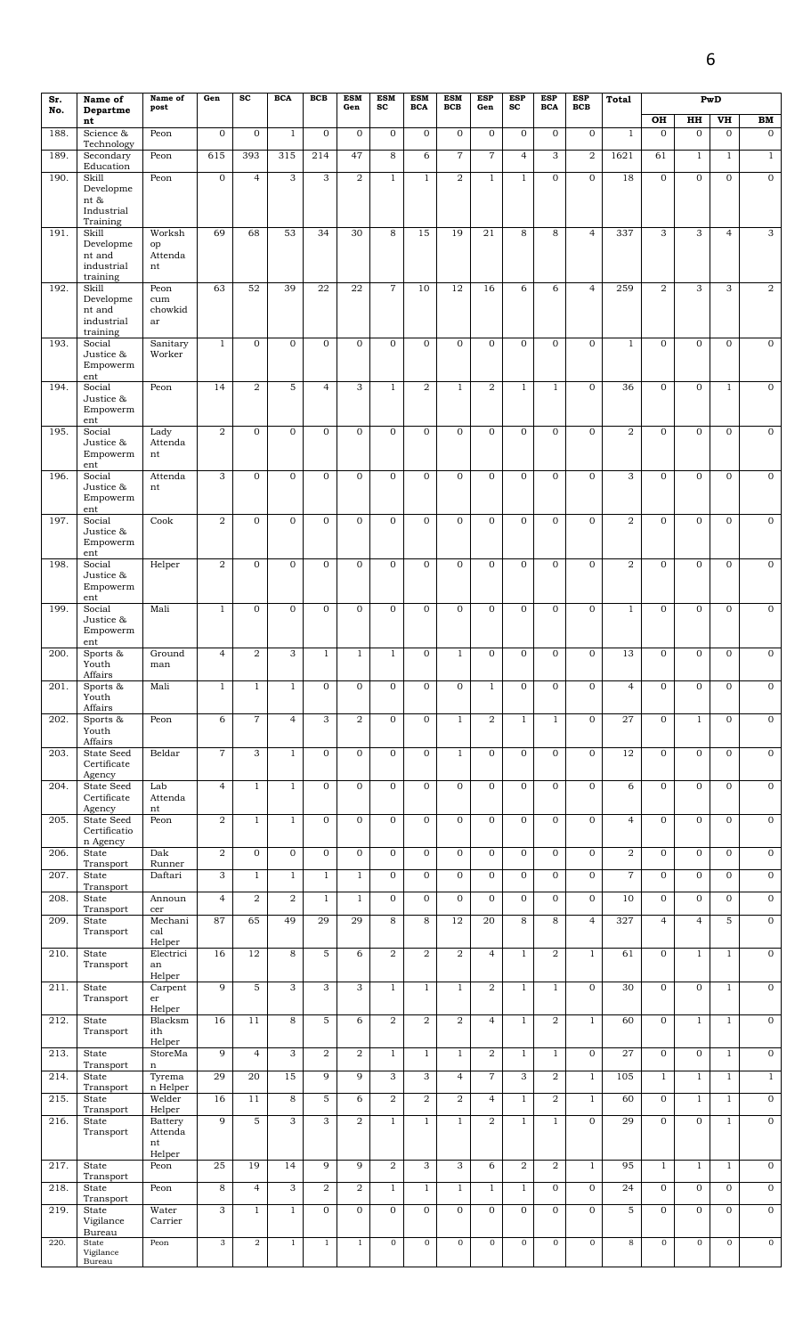| Sr. No. | Name of Department | Name of post | Gen | SC | BCA | BCB | ESM Gen | ESM SC | ESM BCA | ESM BCB | ESP Gen | ESP SC | ESP BCA | ESP BCB | Total | PwD | | | |
|---|---|---|---|---|---|---|---|---|---|---|---|---|---|---|---|---|---|---|---|
| | | | | | | | | | | | | | | | | OH | HH | VH | BM |
| 188. | Science & Technology | Peon | 0 | 0 | 1 | 0 | 0 | 0 | 0 | 0 | 0 | 0 | 0 | 0 | 1 | 0 | 0 | 0 | 0 |
| 189. | Secondary Education | Peon | 615 | 393 | 315 | 214 | 47 | 8 | 6 | 7 | 7 | 4 | 3 | 2 | 1621 | 61 | 1 | 1 | 1 |
| 190. | Skill Development & Industrial Training | Peon | 0 | 4 | 3 | 3 | 2 | 1 | 1 | 2 | 1 | 1 | 0 | 0 | 18 | 0 | 0 | 0 | 0 |
| 191. | Skill Development and industrial training | Workshop Attendant | 69 | 68 | 53 | 34 | 30 | 8 | 15 | 19 | 21 | 8 | 8 | 4 | 337 | 3 | 3 | 4 | 3 |
| 192. | Skill Development and industrial training | Peon cum chowkidar | 63 | 52 | 39 | 22 | 22 | 7 | 10 | 12 | 16 | 6 | 6 | 4 | 259 | 2 | 3 | 3 | 2 |
| 193. | Social Justice & Empowerment | Sanitary Worker | 1 | 0 | 0 | 0 | 0 | 0 | 0 | 0 | 0 | 0 | 0 | 0 | 1 | 0 | 0 | 0 | 0 |
| 194. | Social Justice & Empowerment | Peon | 14 | 2 | 5 | 4 | 3 | 1 | 2 | 1 | 2 | 1 | 1 | 0 | 36 | 0 | 0 | 1 | 0 |
| 195. | Social Justice & Empowerment | Lady Attendant | 2 | 0 | 0 | 0 | 0 | 0 | 0 | 0 | 0 | 0 | 0 | 0 | 2 | 0 | 0 | 0 | 0 |
| 196. | Social Justice & Empowerment | Attendant | 3 | 0 | 0 | 0 | 0 | 0 | 0 | 0 | 0 | 0 | 0 | 0 | 3 | 0 | 0 | 0 | 0 |
| 197. | Social Justice & Empowerment | Cook | 2 | 0 | 0 | 0 | 0 | 0 | 0 | 0 | 0 | 0 | 0 | 0 | 2 | 0 | 0 | 0 | 0 |
| 198. | Social Justice & Empowerment | Helper | 2 | 0 | 0 | 0 | 0 | 0 | 0 | 0 | 0 | 0 | 0 | 0 | 2 | 0 | 0 | 0 | 0 |
| 199. | Social Justice & Empowerment | Mali | 1 | 0 | 0 | 0 | 0 | 0 | 0 | 0 | 0 | 0 | 0 | 0 | 1 | 0 | 0 | 0 | 0 |
| 200. | Sports & Youth Affairs | Groundman | 4 | 2 | 3 | 1 | 1 | 1 | 0 | 1 | 0 | 0 | 0 | 0 | 13 | 0 | 0 | 0 | 0 |
| 201. | Sports & Youth Affairs | Mali | 1 | 1 | 1 | 0 | 0 | 0 | 0 | 0 | 1 | 0 | 0 | 0 | 4 | 0 | 0 | 0 | 0 |
| 202. | Sports & Youth Affairs | Peon | 6 | 7 | 4 | 3 | 2 | 0 | 0 | 1 | 2 | 1 | 1 | 0 | 27 | 0 | 1 | 0 | 0 |
| 203. | State Seed Certificate Agency | Beldar | 7 | 3 | 1 | 0 | 0 | 0 | 0 | 1 | 0 | 0 | 0 | 0 | 12 | 0 | 0 | 0 | 0 |
| 204. | State Seed Certificate Agency | Lab Attendant | 4 | 1 | 1 | 0 | 0 | 0 | 0 | 0 | 0 | 0 | 0 | 0 | 6 | 0 | 0 | 0 | 0 |
| 205. | State Seed Certification Agency | Peon | 2 | 1 | 1 | 0 | 0 | 0 | 0 | 0 | 0 | 0 | 0 | 0 | 4 | 0 | 0 | 0 | 0 |
| 206. | State Transport | Dak Runner | 2 | 0 | 0 | 0 | 0 | 0 | 0 | 0 | 0 | 0 | 0 | 0 | 2 | 0 | 0 | 0 | 0 |
| 207. | State Transport | Daftari | 3 | 1 | 1 | 1 | 1 | 0 | 0 | 0 | 0 | 0 | 0 | 0 | 7 | 0 | 0 | 0 | 0 |
| 208. | State Transport | Announcer | 4 | 2 | 2 | 1 | 1 | 0 | 0 | 0 | 0 | 0 | 0 | 0 | 10 | 0 | 0 | 0 | 0 |
| 209. | State Transport | Mechanical Helper | 87 | 65 | 49 | 29 | 29 | 8 | 8 | 12 | 20 | 8 | 8 | 4 | 327 | 4 | 4 | 5 | 0 |
| 210. | State Transport | Electrician Helper | 16 | 12 | 8 | 5 | 6 | 2 | 2 | 2 | 4 | 1 | 2 | 1 | 61 | 0 | 1 | 1 | 0 |
| 211. | State Transport | Carpenter Helper | 9 | 5 | 3 | 3 | 3 | 1 | 1 | 1 | 2 | 1 | 1 | 0 | 30 | 0 | 0 | 1 | 0 |
| 212. | State Transport | Blacksmith Helper | 16 | 11 | 8 | 5 | 6 | 2 | 2 | 2 | 4 | 1 | 2 | 1 | 60 | 0 | 1 | 1 | 0 |
| 213. | State Transport | StoreMan | 9 | 4 | 3 | 2 | 2 | 1 | 1 | 1 | 2 | 1 | 1 | 0 | 27 | 0 | 0 | 1 | 0 |
| 214. | State Transport | Tyreman Helper | 29 | 20 | 15 | 9 | 9 | 3 | 3 | 4 | 7 | 3 | 2 | 1 | 105 | 1 | 1 | 1 | 1 |
| 215. | State Transport | Welder Helper | 16 | 11 | 8 | 5 | 6 | 2 | 2 | 2 | 4 | 1 | 2 | 1 | 60 | 0 | 1 | 1 | 0 |
| 216. | State Transport | Battery Attendant Helper | 9 | 5 | 3 | 3 | 2 | 1 | 1 | 1 | 2 | 1 | 1 | 0 | 29 | 0 | 0 | 1 | 0 |
| 217. | State Transport | Peon | 25 | 19 | 14 | 9 | 9 | 2 | 3 | 3 | 6 | 2 | 2 | 1 | 95 | 1 | 1 | 1 | 0 |
| 218. | State Transport | Peon | 8 | 4 | 3 | 2 | 2 | 1 | 1 | 1 | 1 | 1 | 0 | 0 | 24 | 0 | 0 | 0 | 0 |
| 219. | State Vigilance Bureau | Water Carrier | 3 | 1 | 1 | 0 | 0 | 0 | 0 | 0 | 0 | 0 | 0 | 0 | 5 | 0 | 0 | 0 | 0 |
| 220. | State Vigilance Bureau | Peon | 3 | 2 | 1 | 1 | 1 | 0 | 0 | 0 | 0 | 0 | 0 | 0 | 8 | 0 | 0 | 0 | 0 |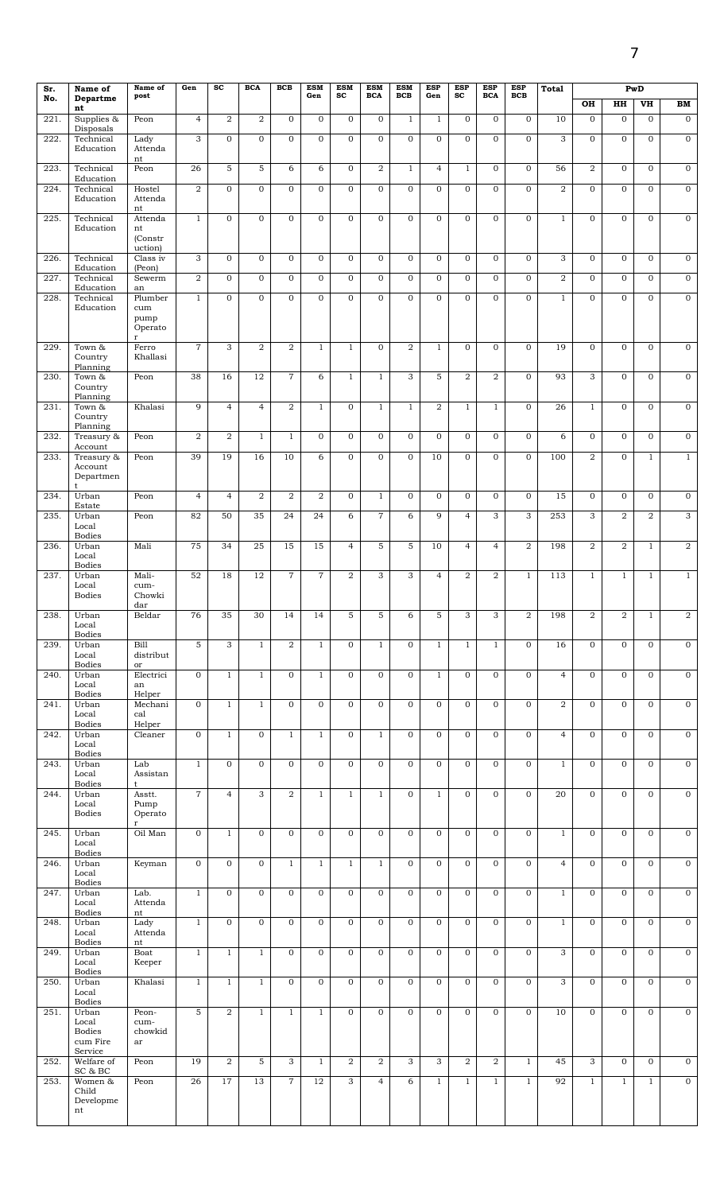| Sr. No. | Name of Department | Name of post | Gen | SC | BCA | BCB | ESM Gen | ESM SC | ESM BCA | ESM BCB | ESP Gen | ESP SC | ESP BCA | ESP BCB | Total | PwD | | | |
|---|---|---|---|---|---|---|---|---|---|---|---|---|---|---|---|---|---|---|---|
| | | | | | | | | | | | | | | | | OH | HH | VH | BM |
| 221. | Supplies & Disposals | Peon | 4 | 2 | 2 | 0 | 0 | 0 | 0 | 1 | 1 | 0 | 0 | 0 | 10 | 0 | 0 | 0 | 0 |
| 222. | Technical Education | Lady Attendant | 3 | 0 | 0 | 0 | 0 | 0 | 0 | 0 | 0 | 0 | 0 | 0 | 3 | 0 | 0 | 0 | 0 |
| 223. | Technical Education | Peon | 26 | 5 | 5 | 6 | 6 | 0 | 2 | 1 | 4 | 1 | 0 | 0 | 56 | 2 | 0 | 0 | 0 |
| 224. | Technical Education | Hostel Attendant | 2 | 0 | 0 | 0 | 0 | 0 | 0 | 0 | 0 | 0 | 0 | 0 | 2 | 0 | 0 | 0 | 0 |
| 225. | Technical Education | Attendant (Construction) | 1 | 0 | 0 | 0 | 0 | 0 | 0 | 0 | 0 | 0 | 0 | 0 | 1 | 0 | 0 | 0 | 0 |
| 226. | Technical Education | Class iv (Peon) | 3 | 0 | 0 | 0 | 0 | 0 | 0 | 0 | 0 | 0 | 0 | 0 | 3 | 0 | 0 | 0 | 0 |
| 227. | Technical Education | Sewerman | 2 | 0 | 0 | 0 | 0 | 0 | 0 | 0 | 0 | 0 | 0 | 0 | 2 | 0 | 0 | 0 | 0 |
| 228. | Technical Education | Plumber cum pump Operator | 1 | 0 | 0 | 0 | 0 | 0 | 0 | 0 | 0 | 0 | 0 | 0 | 1 | 0 | 0 | 0 | 0 |
| 229. | Town & Country Planning | Ferro Khallasi | 7 | 3 | 2 | 2 | 1 | 1 | 0 | 2 | 1 | 0 | 0 | 0 | 19 | 0 | 0 | 0 | 0 |
| 230. | Town & Country Planning | Peon | 38 | 16 | 12 | 7 | 6 | 1 | 1 | 3 | 5 | 2 | 2 | 0 | 93 | 3 | 0 | 0 | 0 |
| 231. | Town & Country Planning | Khalasi | 9 | 4 | 4 | 2 | 1 | 0 | 1 | 1 | 2 | 1 | 1 | 0 | 26 | 1 | 0 | 0 | 0 |
| 232. | Treasury & Account | Peon | 2 | 2 | 1 | 1 | 0 | 0 | 0 | 0 | 0 | 0 | 0 | 0 | 6 | 0 | 0 | 0 | 0 |
| 233. | Treasury & Account Department | Peon | 39 | 19 | 16 | 10 | 6 | 0 | 0 | 0 | 10 | 0 | 0 | 0 | 100 | 2 | 0 | 1 | 1 |
| 234. | Urban Estate | Peon | 4 | 4 | 2 | 2 | 2 | 0 | 1 | 0 | 0 | 0 | 0 | 0 | 15 | 0 | 0 | 0 | 0 |
| 235. | Urban Local Bodies | Peon | 82 | 50 | 35 | 24 | 24 | 6 | 7 | 6 | 9 | 4 | 3 | 3 | 253 | 3 | 2 | 2 | 3 |
| 236. | Urban Local Bodies | Mali | 75 | 34 | 25 | 15 | 15 | 4 | 5 | 5 | 10 | 4 | 4 | 2 | 198 | 2 | 2 | 1 | 2 |
| 237. | Urban Local Bodies | Mali-cum-Chowkidar | 52 | 18 | 12 | 7 | 7 | 2 | 3 | 3 | 4 | 2 | 2 | 1 | 113 | 1 | 1 | 1 | 1 |
| 238. | Urban Local Bodies | Beldar | 76 | 35 | 30 | 14 | 14 | 5 | 5 | 6 | 5 | 3 | 3 | 2 | 198 | 2 | 2 | 1 | 2 |
| 239. | Urban Local Bodies | Bill distributor | 5 | 3 | 1 | 2 | 1 | 0 | 1 | 0 | 1 | 1 | 1 | 0 | 16 | 0 | 0 | 0 | 0 |
| 240. | Urban Local Bodies | Electrician Helper | 0 | 1 | 1 | 0 | 1 | 0 | 0 | 0 | 1 | 0 | 0 | 0 | 4 | 0 | 0 | 0 | 0 |
| 241. | Urban Local Bodies | Mechanical Helper | 0 | 1 | 1 | 0 | 0 | 0 | 0 | 0 | 0 | 0 | 0 | 0 | 2 | 0 | 0 | 0 | 0 |
| 242. | Urban Local Bodies | Cleaner | 0 | 1 | 0 | 1 | 1 | 0 | 1 | 0 | 0 | 0 | 0 | 0 | 4 | 0 | 0 | 0 | 0 |
| 243. | Urban Local Bodies | Lab Assistant | 1 | 0 | 0 | 0 | 0 | 0 | 0 | 0 | 0 | 0 | 0 | 0 | 1 | 0 | 0 | 0 | 0 |
| 244. | Urban Local Bodies | Asstt. Pump Operator | 7 | 4 | 3 | 2 | 1 | 1 | 1 | 0 | 1 | 0 | 0 | 0 | 20 | 0 | 0 | 0 | 0 |
| 245. | Urban Local Bodies | Oil Man | 0 | 1 | 0 | 0 | 0 | 0 | 0 | 0 | 0 | 0 | 0 | 0 | 1 | 0 | 0 | 0 | 0 |
| 246. | Urban Local Bodies | Keyman | 0 | 0 | 0 | 1 | 1 | 1 | 1 | 0 | 0 | 0 | 0 | 0 | 4 | 0 | 0 | 0 | 0 |
| 247. | Urban Local Bodies | Lab. Attendant | 1 | 0 | 0 | 0 | 0 | 0 | 0 | 0 | 0 | 0 | 0 | 0 | 1 | 0 | 0 | 0 | 0 |
| 248. | Urban Local Bodies | Lady Attendant | 1 | 0 | 0 | 0 | 0 | 0 | 0 | 0 | 0 | 0 | 0 | 0 | 1 | 0 | 0 | 0 | 0 |
| 249. | Urban Local Bodies | Boat Keeper | 1 | 1 | 1 | 0 | 0 | 0 | 0 | 0 | 0 | 0 | 0 | 0 | 3 | 0 | 0 | 0 | 0 |
| 250. | Urban Local Bodies | Khalasi | 1 | 1 | 1 | 0 | 0 | 0 | 0 | 0 | 0 | 0 | 0 | 0 | 3 | 0 | 0 | 0 | 0 |
| 251. | Urban Local Bodies cum Fire Service | Peon-cum-chowkidar | 5 | 2 | 1 | 1 | 1 | 0 | 0 | 0 | 0 | 0 | 0 | 0 | 10 | 0 | 0 | 0 | 0 |
| 252. | Welfare of SC & BC | Peon | 19 | 2 | 5 | 3 | 1 | 2 | 2 | 3 | 3 | 2 | 2 | 1 | 45 | 3 | 0 | 0 | 0 |
| 253. | Women & Child Development | Peon | 26 | 17 | 13 | 7 | 12 | 3 | 4 | 6 | 1 | 1 | 1 | 1 | 92 | 1 | 1 | 1 | 0 |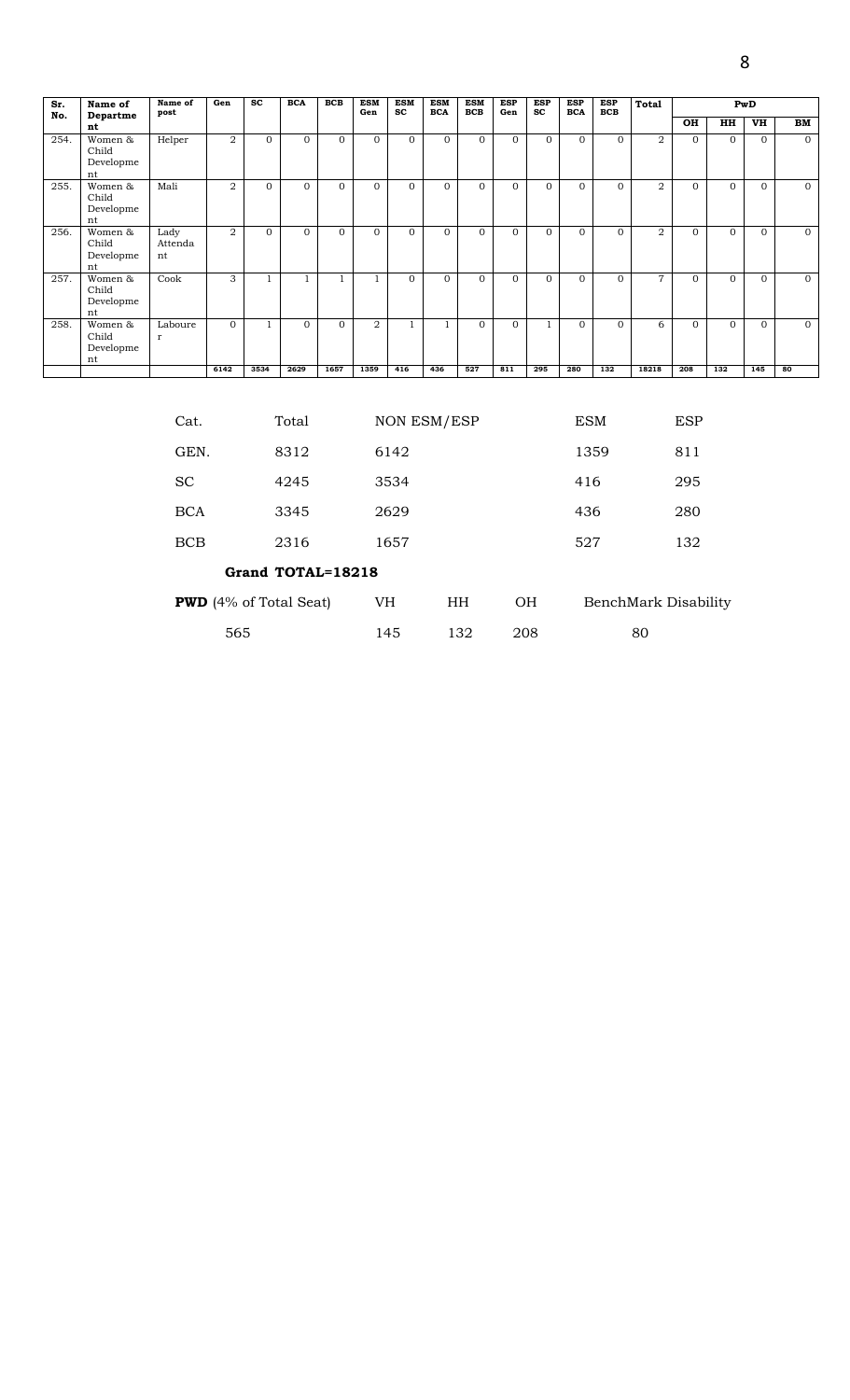| Sr. No. | Name of Department | Name of post | Gen | SC | BCA | BCB | ESM Gen | ESM SC | ESM BCA | ESM BCB | ESP Gen | ESP SC | ESP BCA | ESP BCB | Total | PwD | | | |
|---|---|---|---|---|---|---|---|---|---|---|---|---|---|---|---|---|---|---|---|
| | | | | | | | | | | | | | | | | OH | HH | VH | BM |
| 254. | Women & Child Development | Helper | 2 | 0 | 0 | 0 | 0 | 0 | 0 | 0 | 0 | 0 | 0 | 0 | 2 | 0 | 0 | 0 | 0 |
| 255. | Women & Child Development | Mali | 2 | 0 | 0 | 0 | 0 | 0 | 0 | 0 | 0 | 0 | 0 | 0 | 2 | 0 | 0 | 0 | 0 |
| 256. | Women & Child Development | Lady Attendant | 2 | 0 | 0 | 0 | 0 | 0 | 0 | 0 | 0 | 0 | 0 | 0 | 2 | 0 | 0 | 0 | 0 |
| 257. | Women & Child Development | Cook | 3 | 1 | 1 | 1 | 1 | 0 | 0 | 0 | 0 | 0 | 0 | 0 | 7 | 0 | 0 | 0 | 0 |
| 258. | Women & Child Development | Labourer | 0 | 1 | 0 | 0 | 2 | 1 | 1 | 0 | 0 | 1 | 0 | 0 | 6 | 0 | 0 | 0 | 0 |
| | | | 6142 | 3534 | 2629 | 1657 | 1359 | 416 | 436 | 527 | 811 | 295 | 280 | 132 | 18218 | 208 | 132 | 145 | 80 |

| Cat. | Total | NON ESM/ESP | ESM | ESP |
|---|---|---|---|---|
| GEN. | 8312 | 6142 | 1359 | 811 |
| SC | 4245 | 3534 | 416 | 295 |
| BCA | 3345 | 2629 | 436 | 280 |
| BCB | 2316 | 1657 | 527 | 132 |

**Grand TOTAL=18218**

| **PWD** (4% of Total Seat) | VH | HH | OH | BenchMark Disability |
|---|---|---|---|---|
| 565 | 145 | 132 | 208 | 80 |